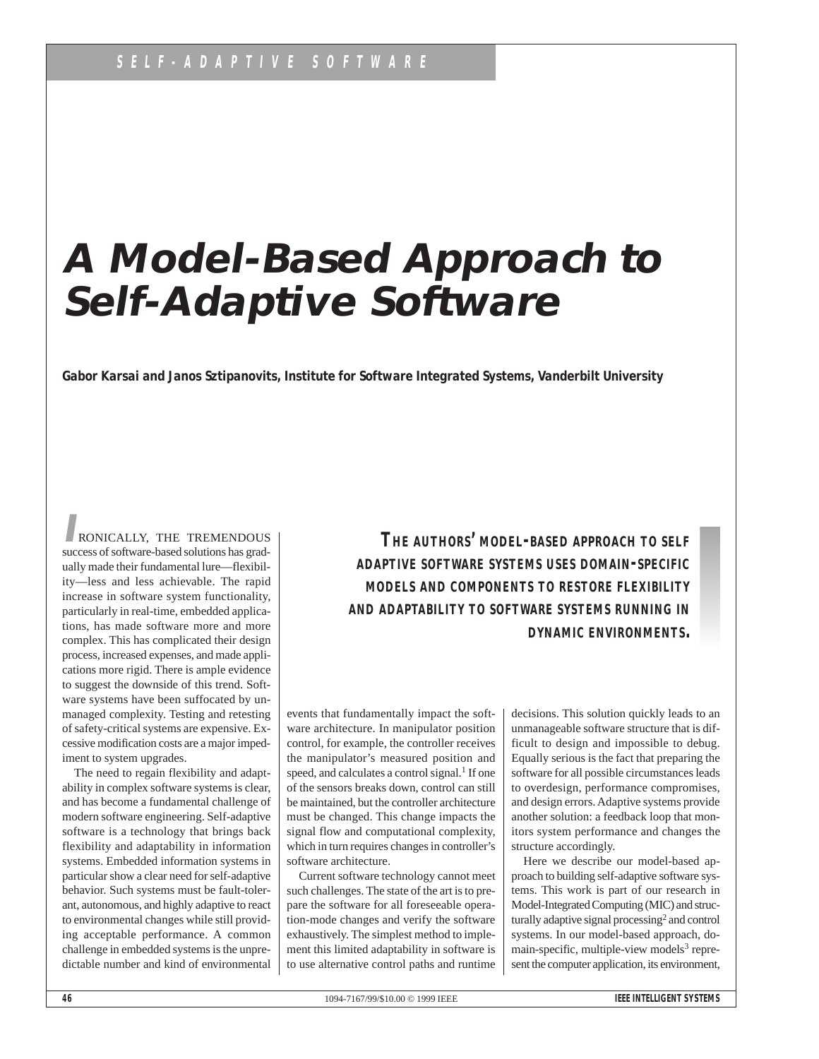# A Model-Based Approach to Self-Adaptive Software

**Gabor Karsai and Janos Sztipanovits, Institute for Software Integrated Systems, Vanderbilt University**

**THE AUTHORS' MODEL-BASED APPROACH TO SELF ADAPTIVE SOFTWARE SYSTEMS USES DOMAIN-SPECIFIC MODELS AND COMPONENTS TO RESTORE FLEXIBILITY AND ADAPTABILITY TO SOFTWARE SYSTEMS RUNNING IN DYNAMIC ENVIRONMENTS.**

IRONICALLY, THE TREMENDOUS success of software-based solutions has gradually made their fundamental lure—flexibility—less and less achievable. The rapid increase in software system functionality, particularly in real-time, embedded applications, has made software more and more complex. This has complicated their design process, increased expenses, and made applications more rigid. There is ample evidence to suggest the downside of this trend. Software systems have been suffocated by unmanaged complexity. Testing and retesting of safety-critical systems are expensive. Excessive modification costs are a major impediment to system upgrades.

The need to regain flexibility and adaptability in complex software systems is clear, and has become a fundamental challenge of modern software engineering. Self-adaptive software is a technology that brings back flexibility and adaptability in information systems. Embedded information systems in particular show a clear need for self-adaptive behavior. Such systems must be fault-tolerant, autonomous, and highly adaptive to react to environmental changes while still providing acceptable performance. A common challenge in embedded systems is the unpredictable number and kind of environmental events that fundamentally impact the software architecture. In manipulator position control, for example, the controller receives the manipulator's measured position and speed, and calculates a control signal.[1] If one of the sensors breaks down, control can still be maintained, but the controller architecture must be changed. This change impacts the signal flow and computational complexity, which in turn requires changes in controller's software architecture.

Current software technology cannot meet such challenges. The state of the art is to prepare the software for all foreseeable operation-mode changes and verify the software exhaustively. The simplest method to implement this limited adaptability in software is to use alternative control paths and runtime decisions. This solution quickly leads to an unmanageable software structure that is difficult to design and impossible to debug. Equally serious is the fact that preparing the software for all possible circumstances leads to overdesign, performance compromises, and design errors. Adaptive systems provide another solution: a feedback loop that monitors system performance and changes the structure accordingly.

Here we describe our model-based approach to building self-adaptive software systems. This work is part of our research in Model-Integrated Computing (MIC) and structurally adaptive signal processing[2] and control systems. In our model-based approach, domain-specific, multiple-view models[3] represent the computer application, its environment,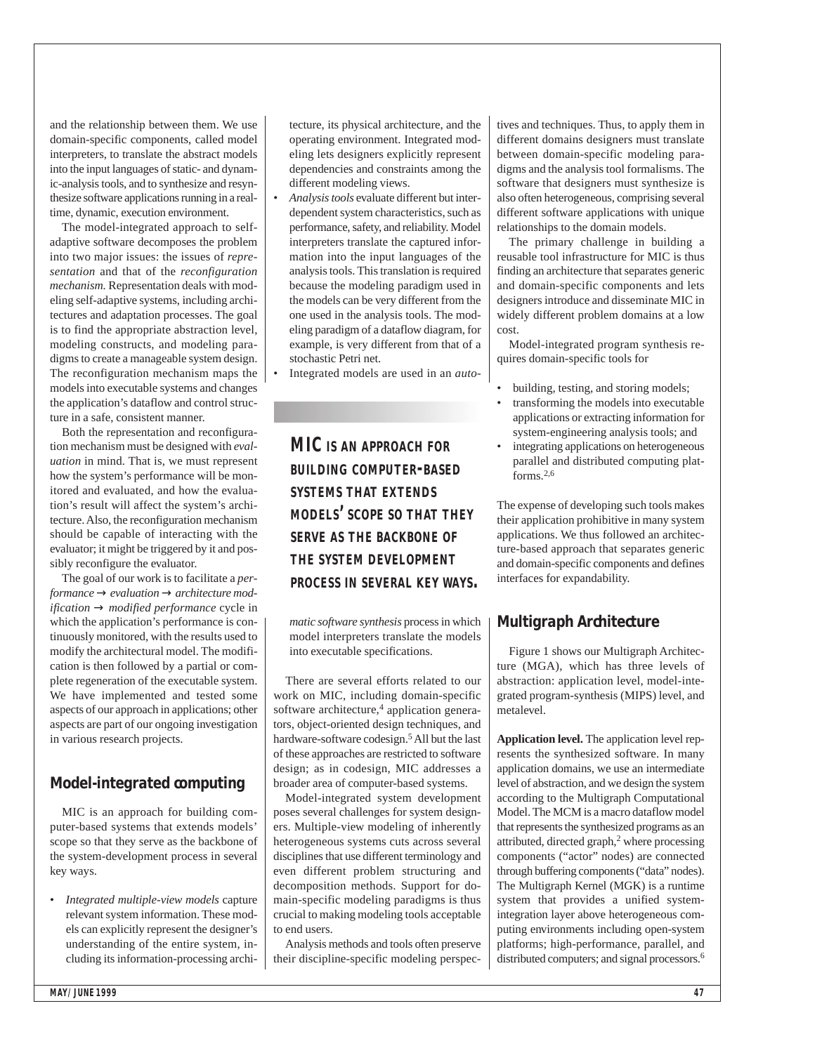and the relationship between them. We use domain-specific components, called model interpreters, to translate the abstract models into the input languages of static- and dynamic-analysis tools, and to synthesize and resynthesize software applications running in a real-time, dynamic, execution environment.

The model-integrated approach to self-adaptive software decomposes the problem into two major issues: the issues of *representation* and that of the *reconfiguration mechanism*. Representation deals with modeling self-adaptive systems, including architectures and adaptation processes. The goal is to find the appropriate abstraction level, modeling constructs, and modeling paradigms to create a manageable system design. The reconfiguration mechanism maps the models into executable systems and changes the application's dataflow and control structure in a safe, consistent manner.

Both the representation and reconfiguration mechanism must be designed with *evaluation* in mind. That is, we must represent how the system's performance will be monitored and evaluated, and how the evaluation's result will affect the system's architecture. Also, the reconfiguration mechanism should be capable of interacting with the evaluator; it might be triggered by it and possibly reconfigure the evaluator.

The goal of our work is to facilitate a *performance* → *evaluation* → *architecture modification* → *modified performance* cycle in which the application's performance is continuously monitored, with the results used to modify the architectural model. The modification is then followed by a partial or complete regeneration of the executable system. We have implemented and tested some aspects of our approach in applications; other aspects are part of our ongoing investigation in various research projects.

## Model-integrated computing

MIC is an approach for building computer-based systems that extends models' scope so that they serve as the backbone of the system-development process in several key ways.

- *Integrated multiple-view models* capture relevant system information. These models can explicitly represent the designer's understanding of the entire system, including its information-processing architecture, its physical architecture, and the operating environment. Integrated modeling lets designers explicitly represent dependencies and constraints among the different modeling views.
- *Analysis tools* evaluate different but interdependent system characteristics, such as performance, safety, and reliability. Model interpreters translate the captured information into the input languages of the analysis tools. This translation is required because the modeling paradigm used in the models can be very different from the one used in the analysis tools. The modeling paradigm of a dataflow diagram, for example, is very different from that of a stochastic Petri net.
- Integrated models are used in an *automatic software synthesis* process in which model interpreters translate the models into executable specifications.

**MIC IS AN APPROACH FOR BUILDING COMPUTER-BASED SYSTEMS THAT EXTENDS MODELS' SCOPE SO THAT THEY SERVE AS THE BACKBONE OF THE SYSTEM DEVELOPMENT PROCESS IN SEVERAL KEY WAYS.**

There are several efforts related to our work on MIC, including domain-specific software architecture,[4] application generators, object-oriented design techniques, and hardware-software codesign.[5] All but the last of these approaches are restricted to software design; as in codesign, MIC addresses a broader area of computer-based systems.

Model-integrated system development poses several challenges for system designers. Multiple-view modeling of inherently heterogeneous systems cuts across several disciplines that use different terminology and even different problem structuring and decomposition methods. Support for domain-specific modeling paradigms is thus crucial to making modeling tools acceptable to end users.

Analysis methods and tools often preserve their discipline-specific modeling perspectives and techniques. Thus, to apply them in different domains designers must translate between domain-specific modeling paradigms and the analysis tool formalisms. The software that designers must synthesize is also often heterogeneous, comprising several different software applications with unique relationships to the domain models.

The primary challenge in building a reusable tool infrastructure for MIC is thus finding an architecture that separates generic and domain-specific components and lets designers introduce and disseminate MIC in widely different problem domains at a low cost.

Model-integrated program synthesis requires domain-specific tools for

- building, testing, and storing models;
- transforming the models into executable applications or extracting information for system-engineering analysis tools; and
- integrating applications on heterogeneous parallel and distributed computing platforms.[2,6]

The expense of developing such tools makes their application prohibitive in many system applications. We thus followed an architecture-based approach that separates generic and domain-specific components and defines interfaces for expandability.

## Multigraph Architecture

Figure 1 shows our Multigraph Architecture (MGA), which has three levels of abstraction: application level, model-integrated program-synthesis (MIPS) level, and metalevel.

**Application level.** The application level represents the synthesized software. In many application domains, we use an intermediate level of abstraction, and we design the system according to the Multigraph Computational Model. The MCM is a macro dataflow model that represents the synthesized programs as an attributed, directed graph,[2] where processing components ("actor" nodes) are connected through buffering components ("data" nodes). The Multigraph Kernel (MGK) is a runtime system that provides a unified system-integration layer above heterogeneous computing environments including open-system platforms; high-performance, parallel, and distributed computers; and signal processors.[6]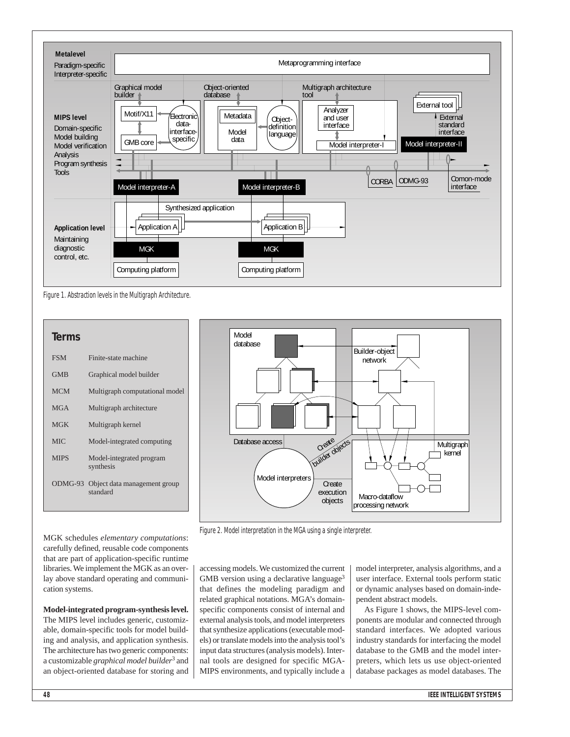Figure 1. Abstraction levels in the Multigraph Architecture.

## Terms

| | |
|---|---|
| FSM | Finite-state machine |
| GMB | Graphical model builder |
| MCM | Multigraph computational model |
| MGA | Multigraph architecture |
| MGK | Multigraph kernel |
| MIC | Model-integrated computing |
| MIPS | Model-integrated program synthesis |
| ODMG-93 | Object data management group standard |

Figure 2. Model interpretation in the MGA using a single interpreter.

MGK schedules *elementary computations*: carefully defined, reusable code components that are part of application-specific runtime libraries. We implement the MGK as an overlay above standard operating and communication systems.

**Model-integrated program-synthesis level.** The MIPS level includes generic, customizable, domain-specific tools for model building and analysis, and application synthesis. The architecture has two generic components: a customizable *graphical model builder*[3] and an object-oriented database for storing and accessing models. We customized the current GMB version using a declarative language[3] that defines the modeling paradigm and related graphical notations. MGA's domain-specific components consist of internal and external analysis tools, and model interpreters that synthesize applications (executable models) or translate models into the analysis tool's input data structures (analysis models). Internal tools are designed for specific MGA-MIPS environments, and typically include a model interpreter, analysis algorithms, and a user interface. External tools perform static or dynamic analyses based on domain-independent abstract models.

As Figure 1 shows, the MIPS-level components are modular and connected through standard interfaces. We adopted various industry standards for interfacing the model database to the GMB and the model interpreters, which lets us use object-oriented database packages as model databases. The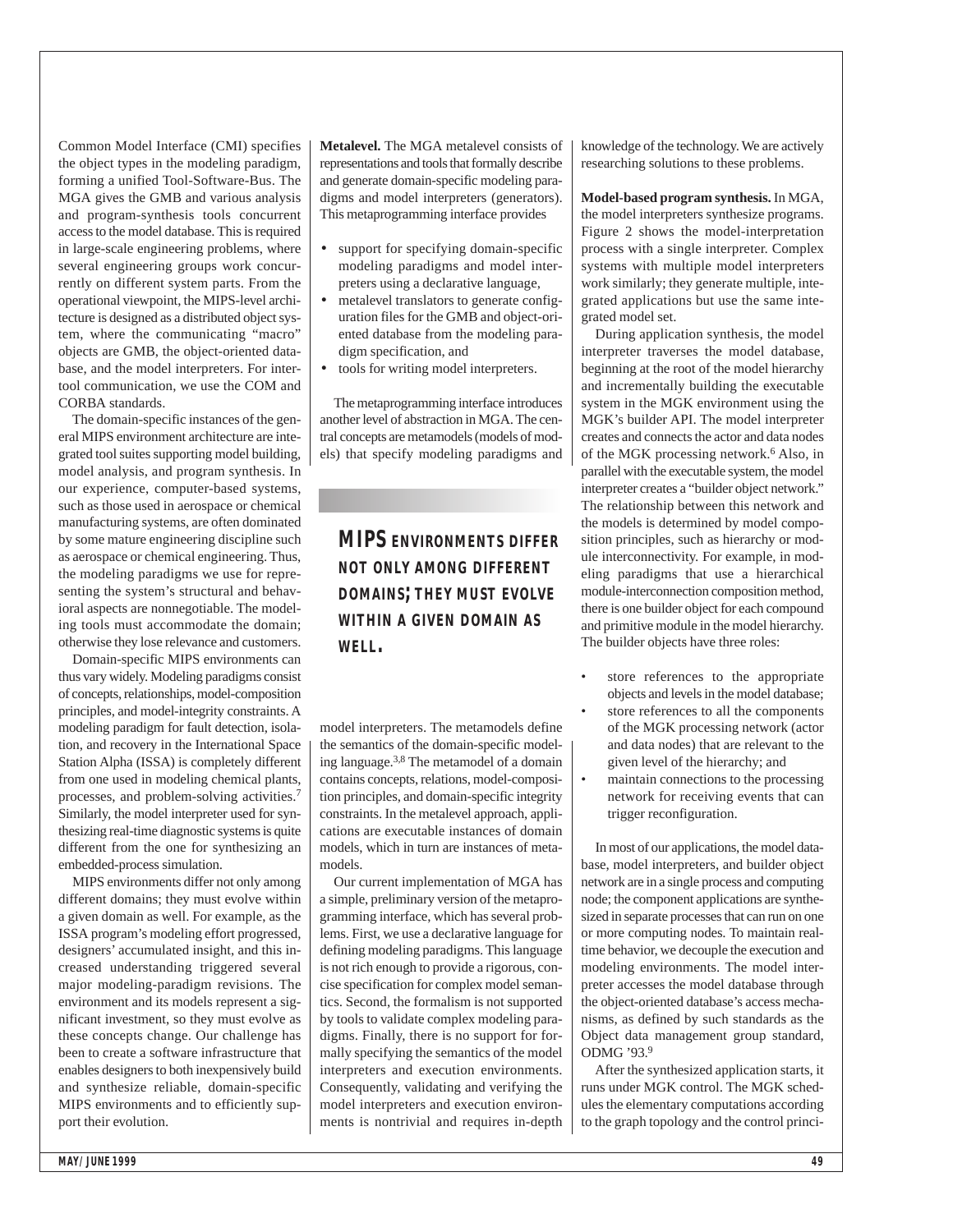Common Model Interface (CMI) specifies the object types in the modeling paradigm, forming a unified Tool-Software-Bus. The MGA gives the GMB and various analysis and program-synthesis tools concurrent access to the model database. This is required in large-scale engineering problems, where several engineering groups work concurrently on different system parts. From the operational viewpoint, the MIPS-level architecture is designed as a distributed object system, where the communicating "macro" objects are GMB, the object-oriented database, and the model interpreters. For intertool communication, we use the COM and CORBA standards.

The domain-specific instances of the general MIPS environment architecture are integrated tool suites supporting model building, model analysis, and program synthesis. In our experience, computer-based systems, such as those used in aerospace or chemical manufacturing systems, are often dominated by some mature engineering discipline such as aerospace or chemical engineering. Thus, the modeling paradigms we use for representing the system's structural and behavioral aspects are nonnegotiable. The modeling tools must accommodate the domain; otherwise they lose relevance and customers.

Domain-specific MIPS environments can thus vary widely. Modeling paradigms consist of concepts, relationships, model-composition principles, and model-integrity constraints. A modeling paradigm for fault detection, isolation, and recovery in the International Space Station Alpha (ISSA) is completely different from one used in modeling chemical plants, processes, and problem-solving activities.[7] Similarly, the model interpreter used for synthesizing real-time diagnostic systems is quite different from the one for synthesizing an embedded-process simulation.

MIPS environments differ not only among different domains; they must evolve within a given domain as well. For example, as the ISSA program's modeling effort progressed, designers' accumulated insight, and this increased understanding triggered several major modeling-paradigm revisions. The environment and its models represent a significant investment, so they must evolve as these concepts change. Our challenge has been to create a software infrastructure that enables designers to both inexpensively build and synthesize reliable, domain-specific MIPS environments and to efficiently support their evolution.

**Metalevel.** The MGA metalevel consists of representations and tools that formally describe and generate domain-specific modeling paradigms and model interpreters (generators). This metaprogramming interface provides

- support for specifying domain-specific modeling paradigms and model interpreters using a declarative language,
- metalevel translators to generate configuration files for the GMB and object-oriented database from the modeling paradigm specification, and
- tools for writing model interpreters.

The metaprogramming interface introduces another level of abstraction in MGA. The central concepts are metamodels (models of models) that specify modeling paradigms and model interpreters. The metamodels define the semantics of the domain-specific modeling language.[3,8] The metamodel of a domain contains concepts, relations, model-composition principles, and domain-specific integrity constraints. In the metalevel approach, applications are executable instances of domain models, which in turn are instances of metamodels.

> **MIPS ENVIRONMENTS DIFFER NOT ONLY AMONG DIFFERENT DOMAINS; THEY MUST EVOLVE WITHIN A GIVEN DOMAIN AS WELL.**

Our current implementation of MGA has a simple, preliminary version of the metaprogramming interface, which has several problems. First, we use a declarative language for defining modeling paradigms. This language is not rich enough to provide a rigorous, concise specification for complex model semantics. Second, the formalism is not supported by tools to validate complex modeling paradigms. Finally, there is no support for formally specifying the semantics of the model interpreters and execution environments. Consequently, validating and verifying the model interpreters and execution environments is nontrivial and requires in-depth knowledge of the technology. We are actively researching solutions to these problems.

**Model-based program synthesis.** In MGA, the model interpreters synthesize programs. Figure 2 shows the model-interpretation process with a single interpreter. Complex systems with multiple model interpreters work similarly; they generate multiple, integrated applications but use the same integrated model set.

During application synthesis, the model interpreter traverses the model database, beginning at the root of the model hierarchy and incrementally building the executable system in the MGK environment using the MGK's builder API. The model interpreter creates and connects the actor and data nodes of the MGK processing network.[6] Also, in parallel with the executable system, the model interpreter creates a "builder object network." The relationship between this network and the models is determined by model composition principles, such as hierarchy or module interconnectivity. For example, in modeling paradigms that use a hierarchical module-interconnection composition method, there is one builder object for each compound and primitive module in the model hierarchy. The builder objects have three roles:

- store references to the appropriate objects and levels in the model database;
- store references to all the components of the MGK processing network (actor and data nodes) that are relevant to the given level of the hierarchy; and
- maintain connections to the processing network for receiving events that can trigger reconfiguration.

In most of our applications, the model database, model interpreters, and builder object network are in a single process and computing node; the component applications are synthesized in separate processes that can run on one or more computing nodes. To maintain real-time behavior, we decouple the execution and modeling environments. The model interpreter accesses the model database through the object-oriented database's access mechanisms, as defined by such standards as the Object data management group standard, ODMG '93.[9]

After the synthesized application starts, it runs under MGK control. The MGK schedules the elementary computations according to the graph topology and the control princi-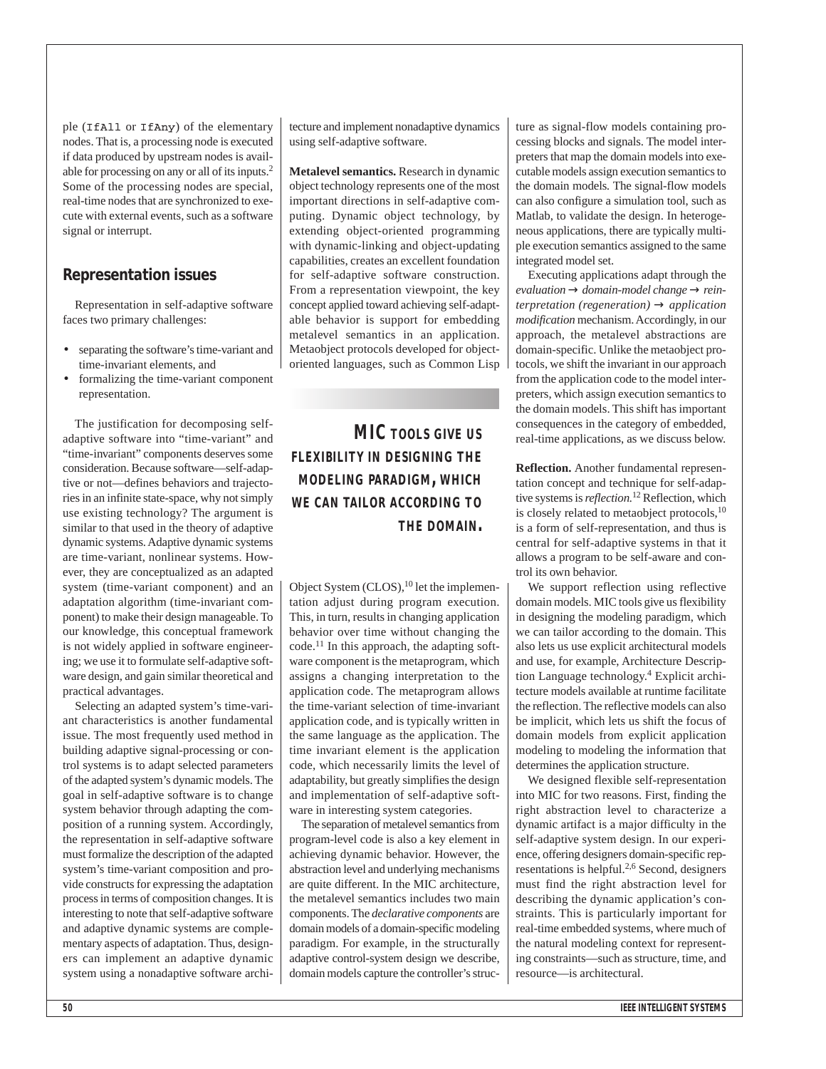ple (`IfAll` or `IfAny`) of the elementary nodes. That is, a processing node is executed if data produced by upstream nodes is available for processing on any or all of its inputs.[2] Some of the processing nodes are special, real-time nodes that are synchronized to execute with external events, such as a software signal or interrupt.

## Representation issues

Representation in self-adaptive software faces two primary challenges:

- separating the software's time-variant and time-invariant elements, and
- formalizing the time-variant component representation.

The justification for decomposing self-adaptive software into "time-variant" and "time-invariant" components deserves some consideration. Because software—self-adaptive or not—defines behaviors and trajectories in an infinite state-space, why not simply use existing technology? The argument is similar to that used in the theory of adaptive dynamic systems. Adaptive dynamic systems are time-variant, nonlinear systems. However, they are conceptualized as an adapted system (time-variant component) and an adaptation algorithm (time-invariant component) to make their design manageable. To our knowledge, this conceptual framework is not widely applied in software engineering; we use it to formulate self-adaptive software design, and gain similar theoretical and practical advantages.

Selecting an adapted system's time-variant characteristics is another fundamental issue. The most frequently used method in building adaptive signal-processing or control systems is to adapt selected parameters of the adapted system's dynamic models. The goal in self-adaptive software is to change system behavior through adapting the composition of a running system. Accordingly, the representation in self-adaptive software must formalize the description of the adapted system's time-variant composition and provide constructs for expressing the adaptation process in terms of composition changes. It is interesting to note that self-adaptive software and adaptive dynamic systems are complementary aspects of adaptation. Thus, designers can implement an adaptive dynamic system using a nonadaptive software architecture and implement nonadaptive dynamics using self-adaptive software.

**Metalevel semantics.** Research in dynamic object technology represents one of the most important directions in self-adaptive computing. Dynamic object technology, by extending object-oriented programming with dynamic-linking and object-updating capabilities, creates an excellent foundation for self-adaptive software construction. From a representation viewpoint, the key concept applied toward achieving self-adaptable behavior is support for embedding metalevel semantics in an application. Metaobject protocols developed for object-oriented languages, such as Common Lisp Object System (CLOS),[10] let the implementation adjust during program execution. This, in turn, results in changing application behavior over time without changing the code.[11] In this approach, the adapting software component is the metaprogram, which assigns a changing interpretation to the application code. The metaprogram allows the time-variant selection of time-invariant application code, and is typically written in the same language as the application. The time invariant element is the application code, which necessarily limits the level of adaptability, but greatly simplifies the design and implementation of self-adaptive software in interesting system categories.

**MIC TOOLS GIVE US FLEXIBILITY IN DESIGNING THE MODELING PARADIGM, WHICH WE CAN TAILOR ACCORDING TO THE DOMAIN.**

The separation of metalevel semantics from program-level code is also a key element in achieving dynamic behavior. However, the abstraction level and underlying mechanisms are quite different. In the MIC architecture, the metalevel semantics includes two main components. The *declarative components* are domain models of a domain-specific modeling paradigm. For example, in the structurally adaptive control-system design we describe, domain models capture the controller's structure as signal-flow models containing processing blocks and signals. The model interpreters that map the domain models into executable models assign execution semantics to the domain models. The signal-flow models can also configure a simulation tool, such as Matlab, to validate the design. In heterogeneous applications, there are typically multiple execution semantics assigned to the same integrated model set.

Executing applications adapt through the *evaluation* → *domain-model change* → *reinterpretation (regeneration)* → *application modification* mechanism. Accordingly, in our approach, the metalevel abstractions are domain-specific. Unlike the metaobject protocols, we shift the invariant in our approach from the application code to the model interpreters, which assign execution semantics to the domain models. This shift has important consequences in the category of embedded, real-time applications, as we discuss below.

**Reflection.** Another fundamental representation concept and technique for self-adaptive systems is *reflection.*[12] Reflection, which is closely related to metaobject protocols,[10] is a form of self-representation, and thus is central for self-adaptive systems in that it allows a program to be self-aware and control its own behavior.

We support reflection using reflective domain models. MIC tools give us flexibility in designing the modeling paradigm, which we can tailor according to the domain. This also lets us use explicit architectural models and use, for example, Architecture Description Language technology.[4] Explicit architecture models available at runtime facilitate the reflection. The reflective models can also be implicit, which lets us shift the focus of domain models from explicit application modeling to modeling the information that determines the application structure.

We designed flexible self-representation into MIC for two reasons. First, finding the right abstraction level to characterize a dynamic artifact is a major difficulty in the self-adaptive system design. In our experience, offering designers domain-specific representations is helpful.[2,6] Second, designers must find the right abstraction level for describing the dynamic application's constraints. This is particularly important for real-time embedded systems, where much of the natural modeling context for representing constraints—such as structure, time, and resource—is architectural.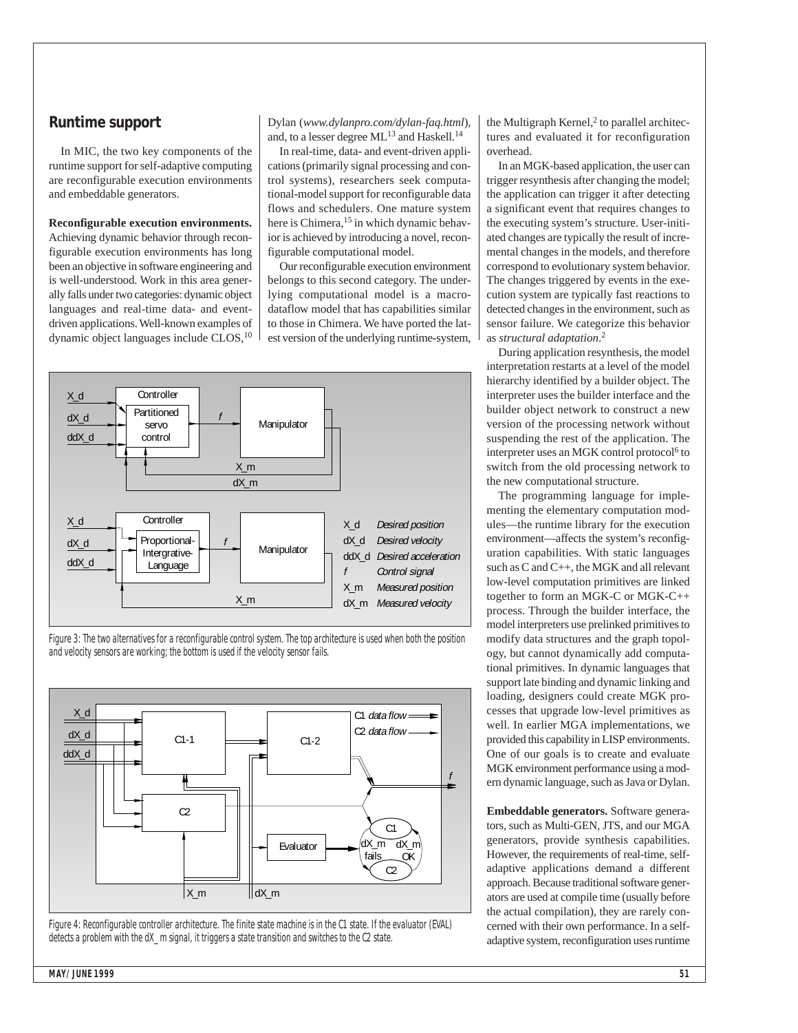## Runtime support

In MIC, the two key components of the runtime support for self-adaptive computing are reconfigurable execution environments and embeddable generators.

**Reconfigurable execution environments.** Achieving dynamic behavior through reconfigurable execution environments has long been an objective in software engineering and is well-understood. Work in this area generally falls under two categories: dynamic object languages and real-time data- and event-driven applications. Well-known examples of dynamic object languages include CLOS,[10] Dylan (*www.dylanpro.com/dylan-faq.html*), and, to a lesser degree ML[13] and Haskell.[14]

In real-time, data- and event-driven applications (primarily signal processing and control systems), researchers seek computational-model support for reconfigurable data flows and schedulers. One mature system here is Chimera,[15] in which dynamic behavior is achieved by introducing a novel, reconfigurable computational model.

Our reconfigurable execution environment belongs to this second category. The underlying computational model is a macro-dataflow model that has capabilities similar to those in Chimera. We have ported the latest version of the underlying runtime-system, the Multigraph Kernel,[2] to parallel architectures and evaluated it for reconfiguration overhead.

In an MGK-based application, the user can trigger resynthesis after changing the model; the application can trigger it after detecting a significant event that requires changes to the executing system's structure. User-initiated changes are typically the result of incremental changes in the models, and therefore correspond to evolutionary system behavior. The changes triggered by events in the execution system are typically fast reactions to detected changes in the environment, such as sensor failure. We categorize this behavior as *structural adaptation*.[2]

During application resynthesis, the model interpretation restarts at a level of the model hierarchy identified by a builder object. The interpreter uses the builder interface and the builder object network to construct a new version of the processing network without suspending the rest of the application. The interpreter uses an MGK control protocol[6] to switch from the old processing network to the new computational structure.

The programming language for implementing the elementary computation modules—the runtime library for the execution environment—affects the system's reconfiguration capabilities. With static languages such as C and C++, the MGK and all relevant low-level computation primitives are linked together to form an MGK-C or MGK-C++ process. Through the builder interface, the model interpreters use prelinked primitives to modify data structures and the graph topology, but cannot dynamically add computational primitives. In dynamic languages that support late binding and dynamic linking and loading, designers could create MGK processes that upgrade low-level primitives as well. In earlier MGA implementations, we provided this capability in LISP environments. One of our goals is to create and evaluate MGK environment performance using a modern dynamic language, such as Java or Dylan.

Figure 3: The two alternatives for a reconfigurable control system. The top architecture is used when both the position and velocity sensors are working; the bottom is used if the velocity sensor fails.

Figure 4: Reconfigurable controller architecture. The finite state machine is in the C1 state. If the evaluator (EVAL) detects a problem with the dX_m signal, it triggers a state transition and switches to the C2 state.

**Embeddable generators.** Software generators, such as Multi-GEN, JTS, and our MGA generators, provide synthesis capabilities. However, the requirements of real-time, self-adaptive applications demand a different approach. Because traditional software generators are used at compile time (usually before the actual compilation), they are rarely concerned with their own performance. In a self-adaptive system, reconfiguration uses runtime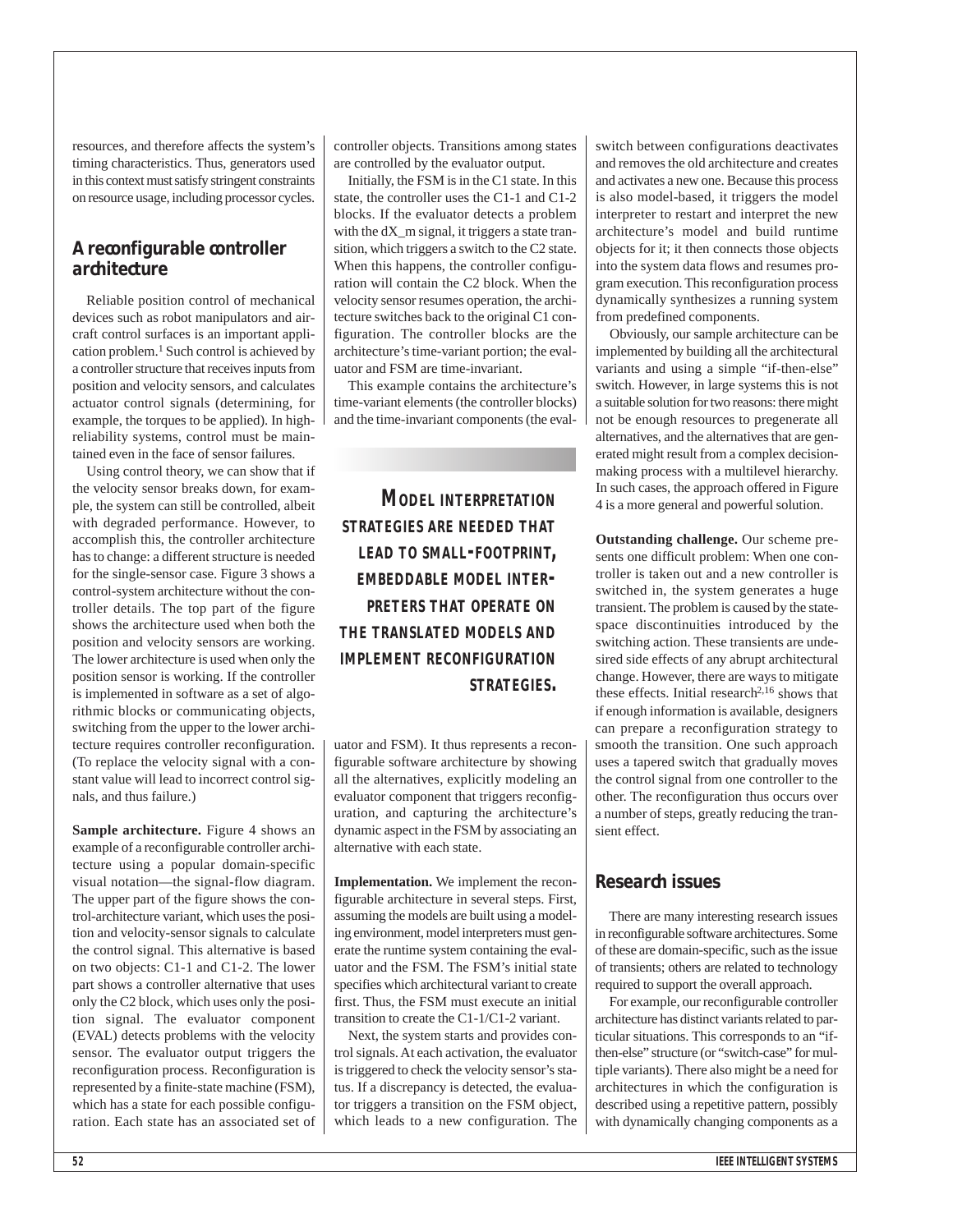resources, and therefore affects the system's timing characteristics. Thus, generators used in this context must satisfy stringent constraints on resource usage, including processor cycles.

## A reconfigurable controller architecture

Reliable position control of mechanical devices such as robot manipulators and aircraft control surfaces is an important application problem.[1] Such control is achieved by a controller structure that receives inputs from position and velocity sensors, and calculates actuator control signals (determining, for example, the torques to be applied). In high-reliability systems, control must be maintained even in the face of sensor failures.

Using control theory, we can show that if the velocity sensor breaks down, for example, the system can still be controlled, albeit with degraded performance. However, to accomplish this, the controller architecture has to change: a different structure is needed for the single-sensor case. Figure 3 shows a control-system architecture without the controller details. The top part of the figure shows the architecture used when both the position and velocity sensors are working. The lower architecture is used when only the position sensor is working. If the controller is implemented in software as a set of algorithmic blocks or communicating objects, switching from the upper to the lower architecture requires controller reconfiguration. (To replace the velocity signal with a constant value will lead to incorrect control signals, and thus failure.)

**Sample architecture.** Figure 4 shows an example of a reconfigurable controller architecture using a popular domain-specific visual notation—the signal-flow diagram. The upper part of the figure shows the control-architecture variant, which uses the position and velocity-sensor signals to calculate the control signal. This alternative is based on two objects: C1-1 and C1-2. The lower part shows a controller alternative that uses only the C2 block, which uses only the position signal. The evaluator component (EVAL) detects problems with the velocity sensor. The evaluator output triggers the reconfiguration process. Reconfiguration is represented by a finite-state machine (FSM), which has a state for each possible configuration. Each state has an associated set of controller objects. Transitions among states are controlled by the evaluator output.

Initially, the FSM is in the C1 state. In this state, the controller uses the C1-1 and C1-2 blocks. If the evaluator detects a problem with the dX_m signal, it triggers a state transition, which triggers a switch to the C2 state. When this happens, the controller configuration will contain the C2 block. When the velocity sensor resumes operation, the architecture switches back to the original C1 configuration. The controller blocks are the architecture's time-variant portion; the evaluator and FSM are time-invariant.

This example contains the architecture's time-variant elements (the controller blocks) and the time-invariant components (the evaluator and FSM). It thus represents a reconfigurable software architecture by showing all the alternatives, explicitly modeling an evaluator component that triggers reconfiguration, and capturing the architecture's dynamic aspect in the FSM by associating an alternative with each state.

> **MODEL INTERPRETATION STRATEGIES ARE NEEDED THAT LEAD TO SMALL-FOOTPRINT, EMBEDDABLE MODEL INTERPRETERS THAT OPERATE ON THE TRANSLATED MODELS AND IMPLEMENT RECONFIGURATION STRATEGIES.**

**Implementation.** We implement the reconfigurable architecture in several steps. First, assuming the models are built using a modeling environment, model interpreters must generate the runtime system containing the evaluator and the FSM. The FSM's initial state specifies which architectural variant to create first. Thus, the FSM must execute an initial transition to create the C1-1/C1-2 variant.

Next, the system starts and provides control signals. At each activation, the evaluator is triggered to check the velocity sensor's status. If a discrepancy is detected, the evaluator triggers a transition on the FSM object, which leads to a new configuration. The switch between configurations deactivates and removes the old architecture and creates and activates a new one. Because this process is also model-based, it triggers the model interpreter to restart and interpret the new architecture's model and build runtime objects for it; it then connects those objects into the system data flows and resumes program execution. This reconfiguration process dynamically synthesizes a running system from predefined components.

Obviously, our sample architecture can be implemented by building all the architectural variants and using a simple "if-then-else" switch. However, in large systems this is not a suitable solution for two reasons: there might not be enough resources to pregenerate all alternatives, and the alternatives that are generated might result from a complex decision-making process with a multilevel hierarchy. In such cases, the approach offered in Figure 4 is a more general and powerful solution.

**Outstanding challenge.** Our scheme presents one difficult problem: When one controller is taken out and a new controller is switched in, the system generates a huge transient. The problem is caused by the state-space discontinuities introduced by the switching action. These transients are undesired side effects of any abrupt architectural change. However, there are ways to mitigate these effects. Initial research[2,16] shows that if enough information is available, designers can prepare a reconfiguration strategy to smooth the transition. One such approach uses a tapered switch that gradually moves the control signal from one controller to the other. The reconfiguration thus occurs over a number of steps, greatly reducing the transient effect.

## Research issues

There are many interesting research issues in reconfigurable software architectures. Some of these are domain-specific, such as the issue of transients; others are related to technology required to support the overall approach.

For example, our reconfigurable controller architecture has distinct variants related to particular situations. This corresponds to an "if-then-else" structure (or "switch-case" for multiple variants). There also might be a need for architectures in which the configuration is described using a repetitive pattern, possibly with dynamically changing components as a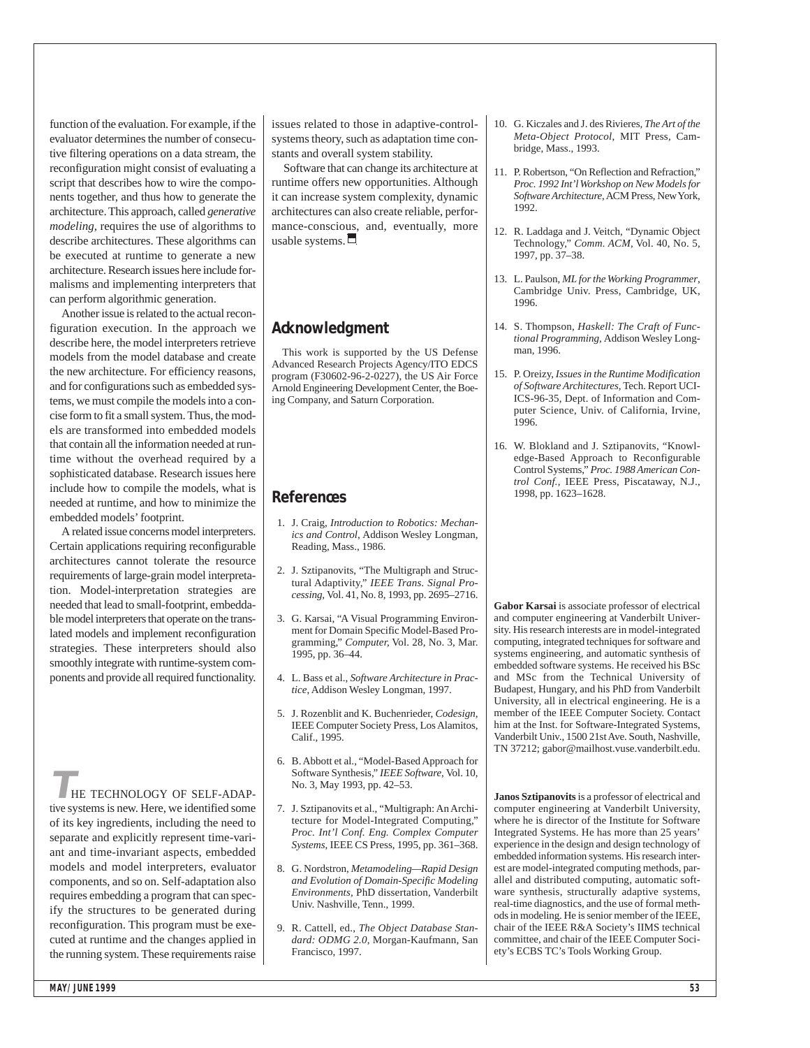function of the evaluation. For example, if the evaluator determines the number of consecutive filtering operations on a data stream, the reconfiguration might consist of evaluating a script that describes how to wire the components together, and thus how to generate the architecture. This approach, called *generative modeling*, requires the use of algorithms to describe architectures. These algorithms can be executed at runtime to generate a new architecture. Research issues here include formalisms and implementing interpreters that can perform algorithmic generation.

Another issue is related to the actual reconfiguration execution. In the approach we describe here, the model interpreters retrieve models from the model database and create the new architecture. For efficiency reasons, and for configurations such as embedded systems, we must compile the models into a concise form to fit a small system. Thus, the models are transformed into embedded models that contain all the information needed at runtime without the overhead required by a sophisticated database. Research issues here include how to compile the models, what is needed at runtime, and how to minimize the embedded models' footprint.

A related issue concerns model interpreters. Certain applications requiring reconfigurable architectures cannot tolerate the resource requirements of large-grain model interpretation. Model-interpretation strategies are needed that lead to small-footprint, embeddable model interpreters that operate on the translated models and implement reconfiguration strategies. These interpreters should also smoothly integrate with runtime-system components and provide all required functionality.

THE TECHNOLOGY OF SELF-ADAPTive systems is new. Here, we identified some of its key ingredients, including the need to separate and explicitly represent time-variant and time-invariant aspects, embedded models and model interpreters, evaluator components, and so on. Self-adaptation also requires embedding a program that can specify the structures to be generated during reconfiguration. This program must be executed at runtime and the changes applied in the running system. These requirements raise issues related to those in adaptive-control-systems theory, such as adaptation time constants and overall system stability.

Software that can change its architecture at runtime offers new opportunities. Although it can increase system complexity, dynamic architectures can also create reliable, performance-conscious, and, eventually, more usable systems. ■

## Acknowledgment

This work is supported by the US Defense Advanced Research Projects Agency/ITO EDCS program (F30602-96-2-0227), the US Air Force Arnold Engineering Development Center, the Boeing Company, and Saturn Corporation.

## References

1. J. Craig, *Introduction to Robotics: Mechanics and Control*, Addison Wesley Longman, Reading, Mass., 1986.
2. J. Sztipanovits, "The Multigraph and Structural Adaptivity," *IEEE Trans. Signal Processing*, Vol. 41, No. 8, 1993, pp. 2695–2716.
3. G. Karsai, "A Visual Programming Environment for Domain Specific Model-Based Programming," *Computer*, Vol. 28, No. 3, Mar. 1995, pp. 36–44.
4. L. Bass et al., *Software Architecture in Practice*, Addison Wesley Longman, 1997.
5. J. Rozenblit and K. Buchenrieder, *Codesign*, IEEE Computer Society Press, Los Alamitos, Calif., 1995.
6. B. Abbott et al., "Model-Based Approach for Software Synthesis," *IEEE Software*, Vol. 10, No. 3, May 1993, pp. 42–53.
7. J. Sztipanovits et al., "Multigraph: An Architecture for Model-Integrated Computing," *Proc. Int'l Conf. Eng. Complex Computer Systems*, IEEE CS Press, 1995, pp. 361–368.
8. G. Nordstron, *Metamodeling—Rapid Design and Evolution of Domain-Specific Modeling Environments*, PhD dissertation, Vanderbilt Univ. Nashville, Tenn., 1999.
9. R. Cattell, ed., *The Object Database Standard: ODMG 2.0*, Morgan-Kaufmann, San Francisco, 1997.
10. G. Kiczales and J. des Rivieres, *The Art of the Meta-Object Protocol*, MIT Press, Cambridge, Mass., 1993.
11. P. Robertson, "On Reflection and Refraction," *Proc. 1992 Int'l Workshop on New Models for Software Architecture*, ACM Press, New York, 1992.
12. R. Laddaga and J. Veitch, "Dynamic Object Technology," *Comm. ACM*, Vol. 40, No. 5, 1997, pp. 37–38.
13. L. Paulson, *ML for the Working Programmer*, Cambridge Univ. Press, Cambridge, UK, 1996.
14. S. Thompson, *Haskell: The Craft of Functional Programming*, Addison Wesley Longman, 1996.
15. P. Oreizy, *Issues in the Runtime Modification of Software Architectures*, Tech. Report UCI-ICS-96-35, Dept. of Information and Computer Science, Univ. of California, Irvine, 1996.
16. W. Blokland and J. Sztipanovits, "Knowledge-Based Approach to Reconfigurable Control Systems," *Proc. 1988 American Control Conf.*, IEEE Press, Piscataway, N.J., 1998, pp. 1623–1628.

**Gabor Karsai** is associate professor of electrical and computer engineering at Vanderbilt University. His research interests are in model-integrated computing, integrated techniques for software and systems engineering, and automatic synthesis of embedded software systems. He received his BSc and MSc from the Technical University of Budapest, Hungary, and his PhD from Vanderbilt University, all in electrical engineering. He is a member of the IEEE Computer Society. Contact him at the Inst. for Software-Integrated Systems, Vanderbilt Univ., 1500 21st Ave. South, Nashville, TN 37212; gabor@mailhost.vuse.vanderbilt.edu.

**Janos Sztipanovits** is a professor of electrical and computer engineering at Vanderbilt University, where he is director of the Institute for Software Integrated Systems. He has more than 25 years' experience in the design and design technology of embedded information systems. His research interest are model-integrated computing methods, parallel and distributed computing, automatic software synthesis, structurally adaptive systems, real-time diagnostics, and the use of formal methods in modeling. He is senior member of the IEEE, chair of the IEEE R&A Society's IIMS technical committee, and chair of the IEEE Computer Society's ECBS TC's Tools Working Group.